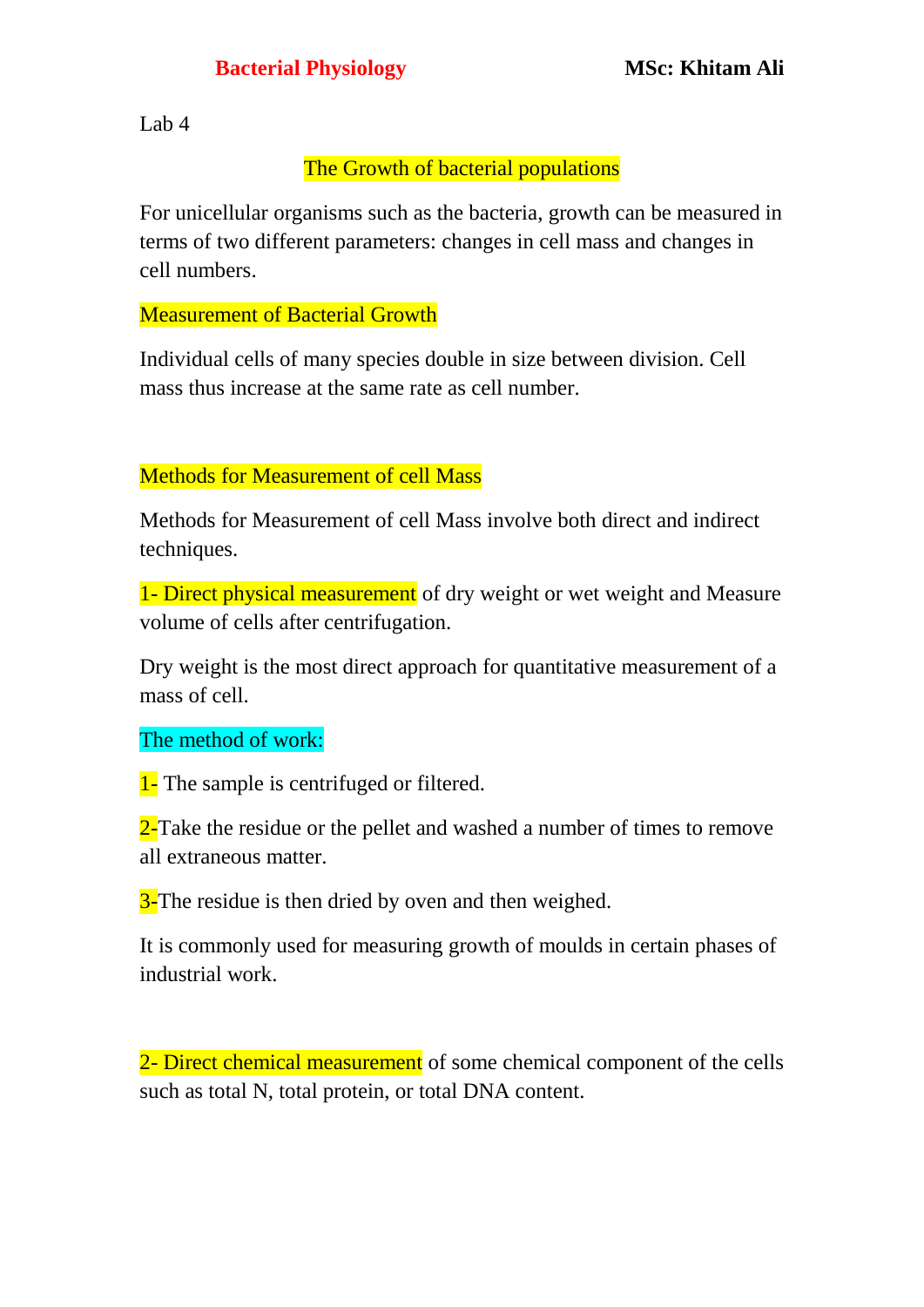Lab 4

## The Growth of bacterial populations

For unicellular organisms such as the bacteria, growth can be measured in terms of two different parameters: changes in cell mass and changes in cell numbers.

### Measurement of Bacterial Growth

Individual cells of many species double in size between division. Cell mass thus increase at the same rate as cell number.

### Methods for Measurement of cell Mass

Methods for Measurement of cell Mass involve both direct and indirect techniques.

1- Direct physical measurement of dry weight or wet weight and Measure volume of cells after centrifugation.

Dry weight is the most direct approach for quantitative measurement of a mass of cell.

The method of work:

1- The sample is centrifuged or filtered.

2-Take the residue or the pellet and washed a number of times to remove all extraneous matter.

3-The residue is then dried by oven and then weighed.

It is commonly used for measuring growth of moulds in certain phases of industrial work.

2- Direct chemical measurement of some chemical component of the cells such as total N, total protein, or total DNA content.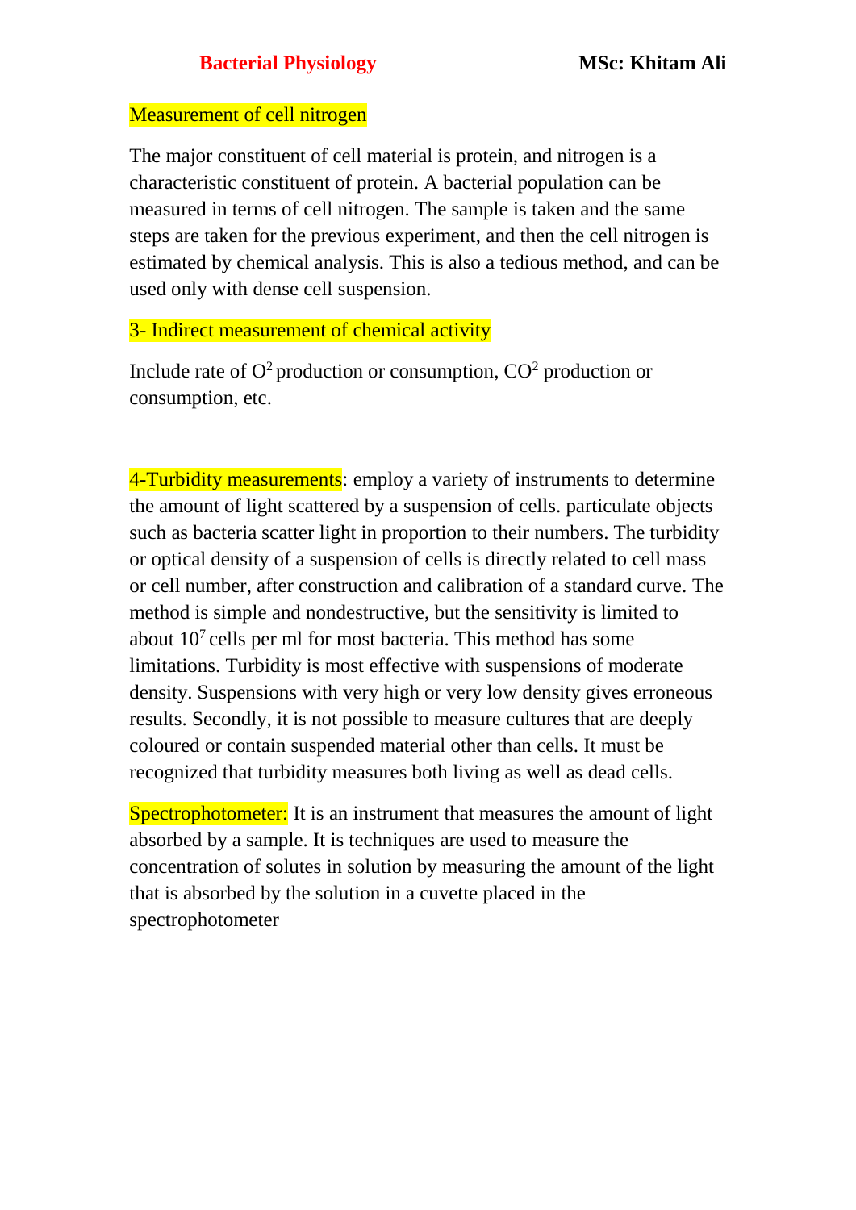## Measurement of cell nitrogen

The major constituent of cell material is protein, and nitrogen is a characteristic constituent of protein. A bacterial population can be measured in terms of cell nitrogen. The sample is taken and the same steps are taken for the previous experiment, and then the cell nitrogen is estimated by chemical analysis. This is also a tedious method, and can be used only with dense cell suspension.

## 3- Indirect measurement of chemical activity

Include rate of $O^2$ production or consumption, $CO^2$ production or consumption, etc.

**4-Turbidity measurements**: employ a variety of instruments to determine the amount of light scattered by a suspension of cells. particulate objects such as bacteria scatter light in proportion to their numbers. The turbidity or optical density of a suspension of cells is directly related to cell mass or cell number, after construction and calibration of a standard curve. The method is simple and nondestructive, but the sensitivity is limited to about $10^7$ cells per ml for most bacteria. This method has some limitations. Turbidity is most effective with suspensions of moderate density. Suspensions with very high or very low density gives erroneous results. Secondly, it is not possible to measure cultures that are deeply coloured or contain suspended material other than cells. It must be recognized that turbidity measures both living as well as dead cells.

**Spectrophotometer:** It is an instrument that measures the amount of light absorbed by a sample. It is techniques are used to measure the concentration of solutes in solution by measuring the amount of the light that is absorbed by the solution in a cuvette placed in the spectrophotometer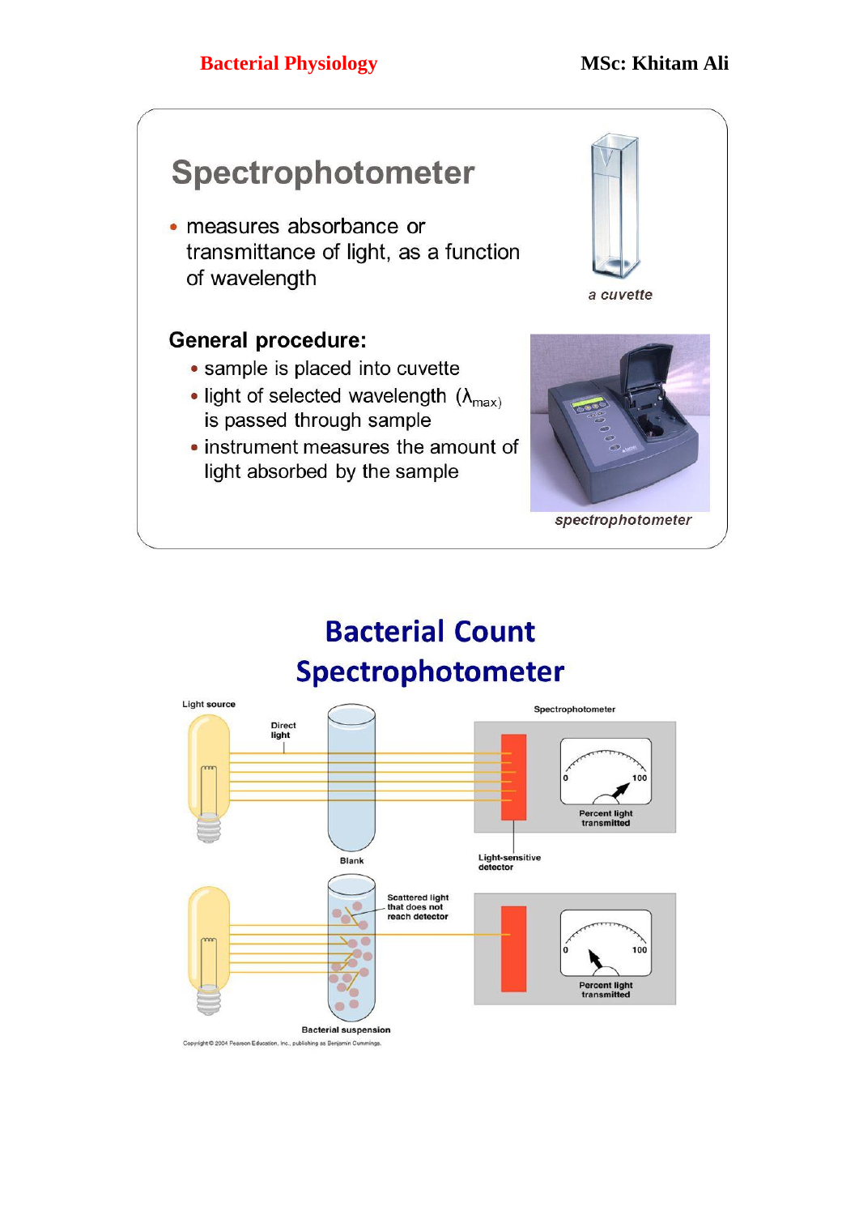## Spectrophotometer

- measures absorbance or transmittance of light, as a function of wavelength

*a cuvette*

### General procedure:

- sample is placed into cuvette
- light of selected wavelength ($\lambda_{max}$) is passed through sample
- instrument measures the amount of light absorbed by the sample

*spectrophotometer*

## Bacterial Count Spectrophotometer

Light source

Direct light

Blank

Spectrophotometer

0

100

Percent light transmitted

Light-sensitive detector

Scattered light that does not reach detector

Bacterial suspension

0

100

Percent light transmitted

Copyright © 2004 Pearson Education, Inc., publishing as Benjamin Cummings.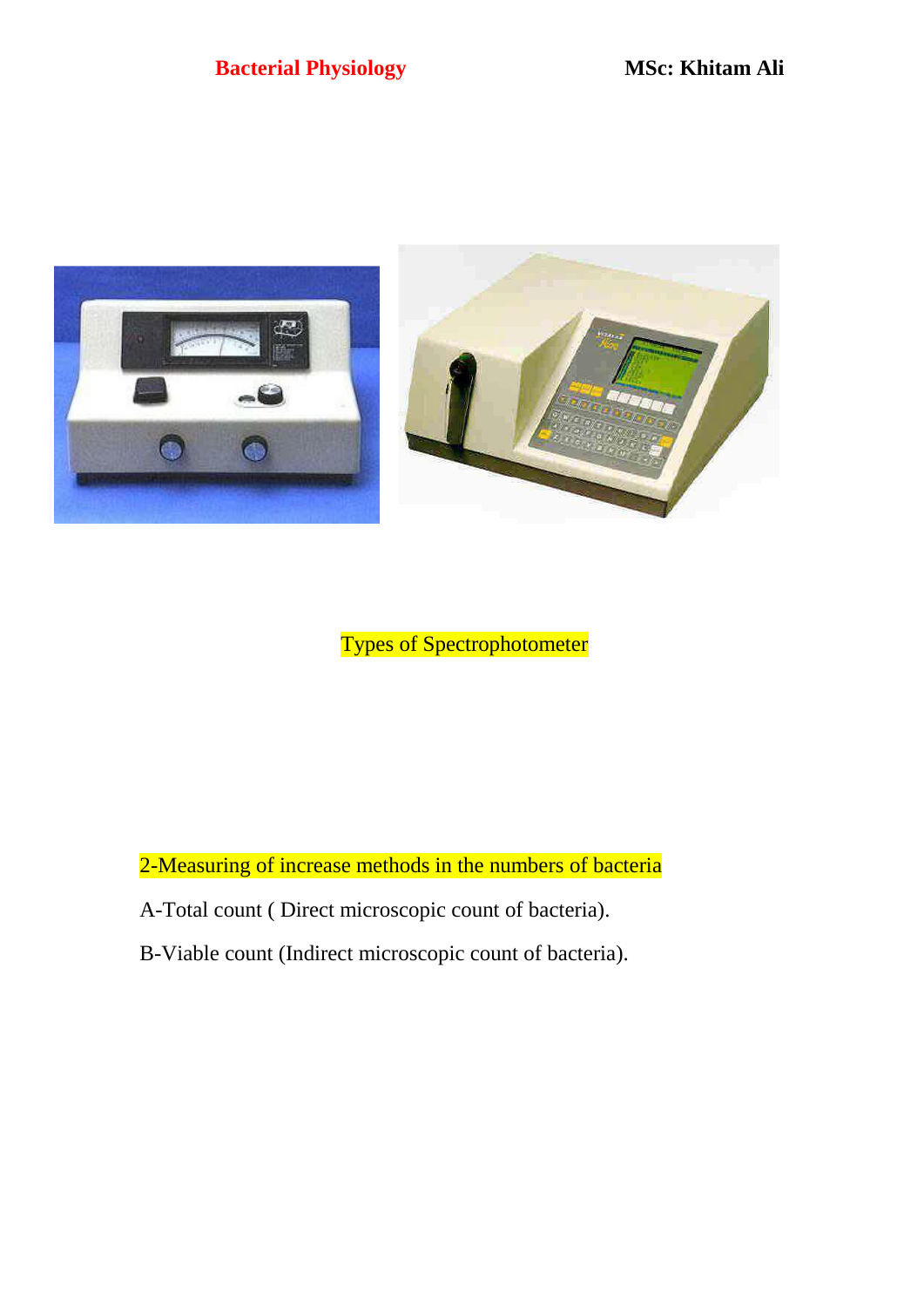Types of Spectrophotometer

2-Measuring of increase methods in the numbers of bacteria

A-Total count ( Direct microscopic count of bacteria).

B-Viable count (Indirect microscopic count of bacteria).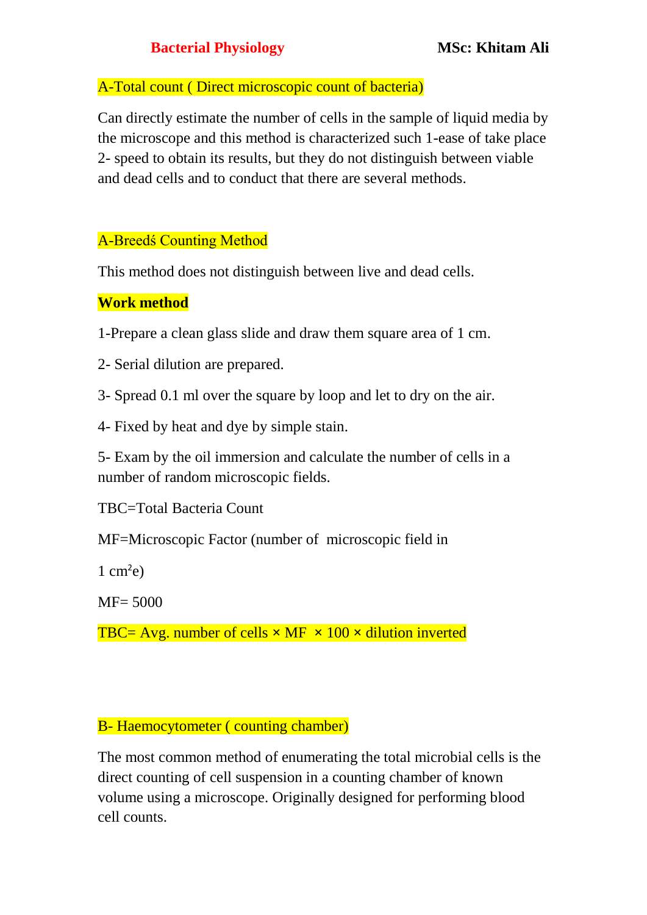## A-Total count ( Direct microscopic count of bacteria)

Can directly estimate the number of cells in the sample of liquid media by the microscope and this method is characterized such 1-ease of take place 2- speed to obtain its results, but they do not distinguish between viable and dead cells and to conduct that there are several methods.

### A-Breedś Counting Method

This method does not distinguish between live and dead cells.

**Work method**

1-Prepare a clean glass slide and draw them square area of 1 cm.

2- Serial dilution are prepared.

3- Spread 0.1 ml over the square by loop and let to dry on the air.

4- Fixed by heat and dye by simple stain.

5- Exam by the oil immersion and calculate the number of cells in a number of random microscopic fields.

TBC=Total Bacteria Count

MF=Microscopic Factor (number of microscopic field in

1 $cm^2$e)

MF= 5000

TBC= Avg. number of cells × MF × 100 × dilution inverted

### B- Haemocytometer ( counting chamber)

The most common method of enumerating the total microbial cells is the direct counting of cell suspension in a counting chamber of known volume using a microscope. Originally designed for performing blood cell counts.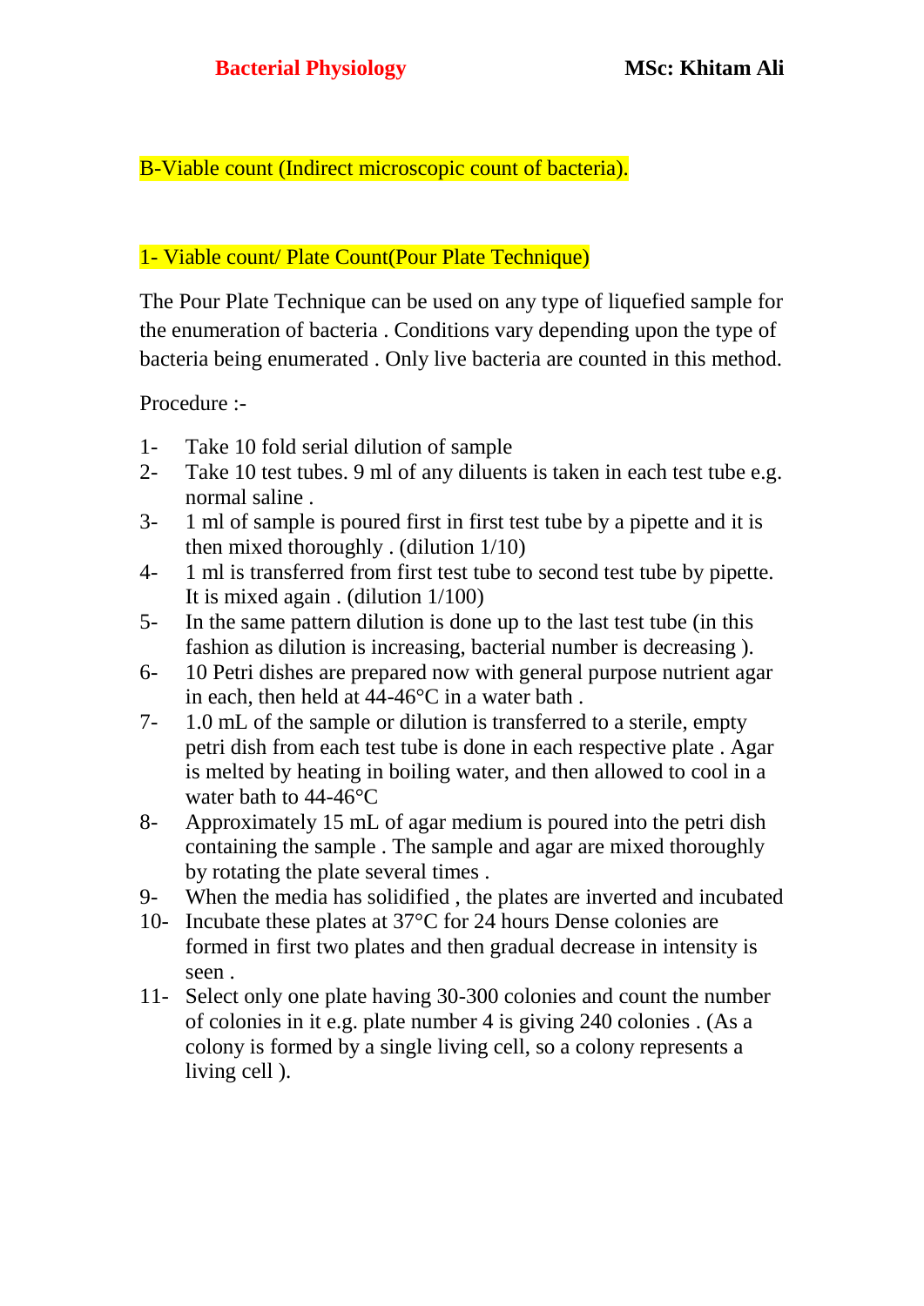## B-Viable count (Indirect microscopic count of bacteria).

### 1- Viable count/ Plate Count(Pour Plate Technique)

The Pour Plate Technique can be used on any type of liquefied sample for the enumeration of bacteria . Conditions vary depending upon the type of bacteria being enumerated . Only live bacteria are counted in this method.

Procedure :-

1- Take 10 fold serial dilution of sample
2- Take 10 test tubes. 9 ml of any diluents is taken in each test tube e.g. normal saline .
3- 1 ml of sample is poured first in first test tube by a pipette and it is then mixed thoroughly . (dilution 1/10)
4- 1 ml is transferred from first test tube to second test tube by pipette. It is mixed again . (dilution 1/100)
5- In the same pattern dilution is done up to the last test tube (in this fashion as dilution is increasing, bacterial number is decreasing ).
6- 10 Petri dishes are prepared now with general purpose nutrient agar in each, then held at 44-46°C in a water bath .
7- 1.0 mL of the sample or dilution is transferred to a sterile, empty petri dish from each test tube is done in each respective plate . Agar is melted by heating in boiling water, and then allowed to cool in a water bath to 44-46°C
8- Approximately 15 mL of agar medium is poured into the petri dish containing the sample . The sample and agar are mixed thoroughly by rotating the plate several times .
9- When the media has solidified , the plates are inverted and incubated
10- Incubate these plates at 37°C for 24 hours Dense colonies are formed in first two plates and then gradual decrease in intensity is seen .
11- Select only one plate having 30-300 colonies and count the number of colonies in it e.g. plate number 4 is giving 240 colonies . (As a colony is formed by a single living cell, so a colony represents a living cell ).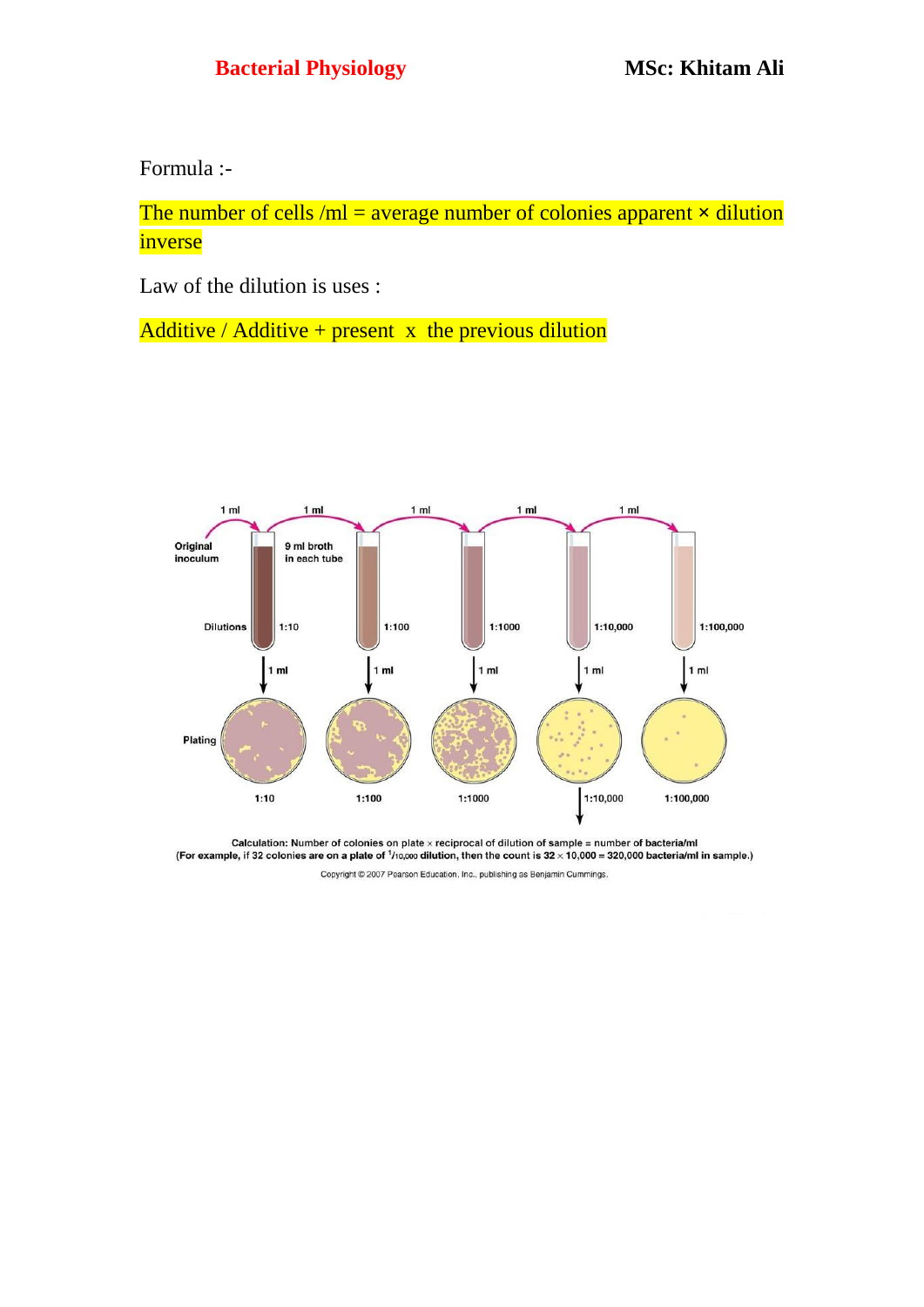Formula :-

The number of cells /ml = average number of colonies apparent × dilution inverse

Law of the dilution is uses :

Additive / Additive + present x the previous dilution

1 ml 1 ml 1 ml 1 ml 1 ml

Original inoculum

9 ml broth in each tube

Dilutions 1:10 1:100 1:1000 1:10,000 1:100,000

1 ml 1 ml 1 ml 1 ml 1 ml

Plating

1:10 1:100 1:1000 1:10,000 1:100,000

Calculation: Number of colonies on plate × reciprocal of dilution of sample = number of bacteria/ml
(For example, if 32 colonies are on a plate of $^{1}/_{10,000}$ dilution, then the count is 32 × 10,000 = 320,000 bacteria/ml in sample.)

Copyright © 2007 Pearson Education, Inc., publishing as Benjamin Cummings.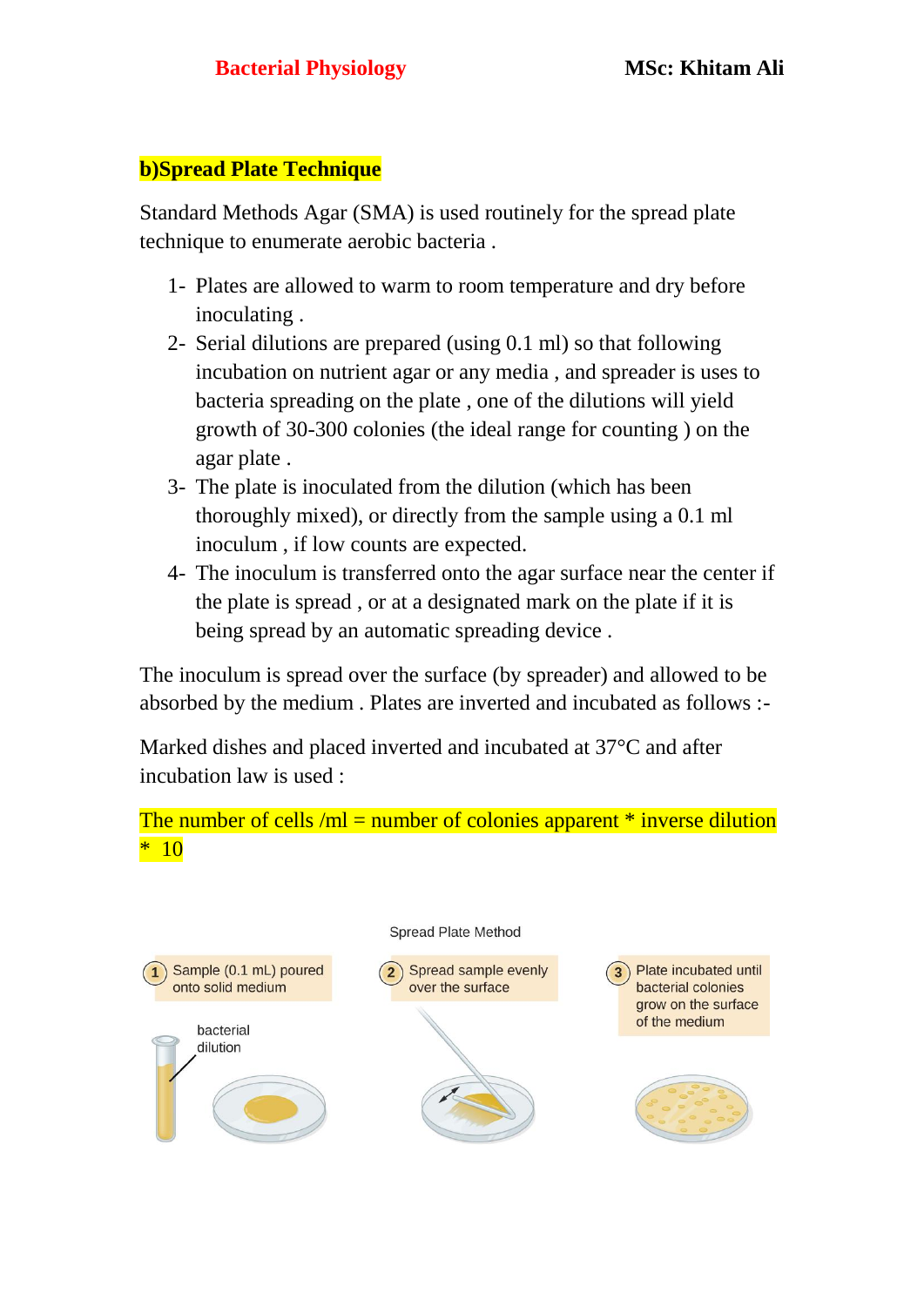## b)Spread Plate Technique

Standard Methods Agar (SMA) is used routinely for the spread plate technique to enumerate aerobic bacteria .

1- Plates are allowed to warm to room temperature and dry before inoculating .
2- Serial dilutions are prepared (using 0.1 ml) so that following incubation on nutrient agar or any media , and spreader is uses to bacteria spreading on the plate , one of the dilutions will yield growth of 30-300 colonies (the ideal range for counting ) on the agar plate .
3- The plate is inoculated from the dilution (which has been thoroughly mixed), or directly from the sample using a 0.1 ml inoculum , if low counts are expected.
4- The inoculum is transferred onto the agar surface near the center if the plate is spread , or at a designated mark on the plate if it is being spread by an automatic spreading device .

The inoculum is spread over the surface (by spreader) and allowed to be absorbed by the medium . Plates are inverted and incubated as follows :-

Marked dishes and placed inverted and incubated at 37°C and after incubation law is used :

The number of cells /ml = number of colonies apparent * inverse dilution * 10

Spread Plate Method

1 Sample (0.1 mL) poured onto solid medium

bacterial dilution

2 Spread sample evenly over the surface

3 Plate incubated until bacterial colonies grow on the surface of the medium